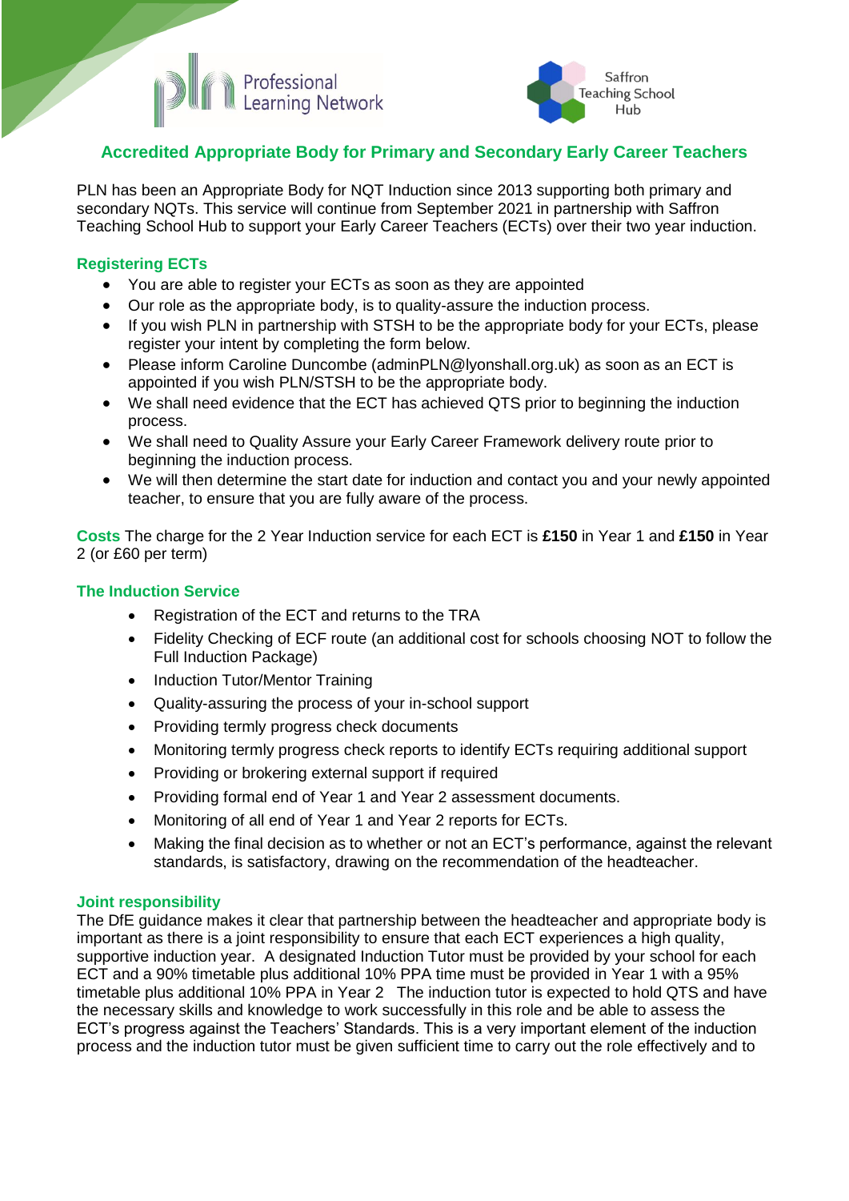Professional Learning Network

Saffron Teaching School Hub

## Accredited Appropriate Body for Primary and Secondary Early Career Teachers

PLN has been an Appropriate Body for NQT Induction since 2013 supporting both primary and secondary NQTs. This service will continue from September 2021 in partnership with Saffron Teaching School Hub to support your Early Career Teachers (ECTs) over their two year induction.

### Registering ECTs

- You are able to register your ECTs as soon as they are appointed
- Our role as the appropriate body, is to quality-assure the induction process.
- If you wish PLN in partnership with STSH to be the appropriate body for your ECTs, please register your intent by completing the form below.
- Please inform Caroline Duncombe (adminPLN@lyonshall.org.uk) as soon as an ECT is appointed if you wish PLN/STSH to be the appropriate body.
- We shall need evidence that the ECT has achieved QTS prior to beginning the induction process.
- We shall need to Quality Assure your Early Career Framework delivery route prior to beginning the induction process.
- We will then determine the start date for induction and contact you and your newly appointed teacher, to ensure that you are fully aware of the process.

**Costs** The charge for the 2 Year Induction service for each ECT is **£150** in Year 1 and **£150** in Year 2 (or £60 per term)

### The Induction Service

- Registration of the ECT and returns to the TRA
- Fidelity Checking of ECF route (an additional cost for schools choosing NOT to follow the Full Induction Package)
- Induction Tutor/Mentor Training
- Quality-assuring the process of your in-school support
- Providing termly progress check documents
- Monitoring termly progress check reports to identify ECTs requiring additional support
- Providing or brokering external support if required
- Providing formal end of Year 1 and Year 2 assessment documents.
- Monitoring of all end of Year 1 and Year 2 reports for ECTs.
- Making the final decision as to whether or not an ECT's performance, against the relevant standards, is satisfactory, drawing on the recommendation of the headteacher.

### Joint responsibility

The DfE guidance makes it clear that partnership between the headteacher and appropriate body is important as there is a joint responsibility to ensure that each ECT experiences a high quality, supportive induction year. A designated Induction Tutor must be provided by your school for each ECT and a 90% timetable plus additional 10% PPA time must be provided in Year 1 with a 95% timetable plus additional 10% PPA in Year 2 The induction tutor is expected to hold QTS and have the necessary skills and knowledge to work successfully in this role and be able to assess the ECT's progress against the Teachers' Standards. This is a very important element of the induction process and the induction tutor must be given sufficient time to carry out the role effectively and to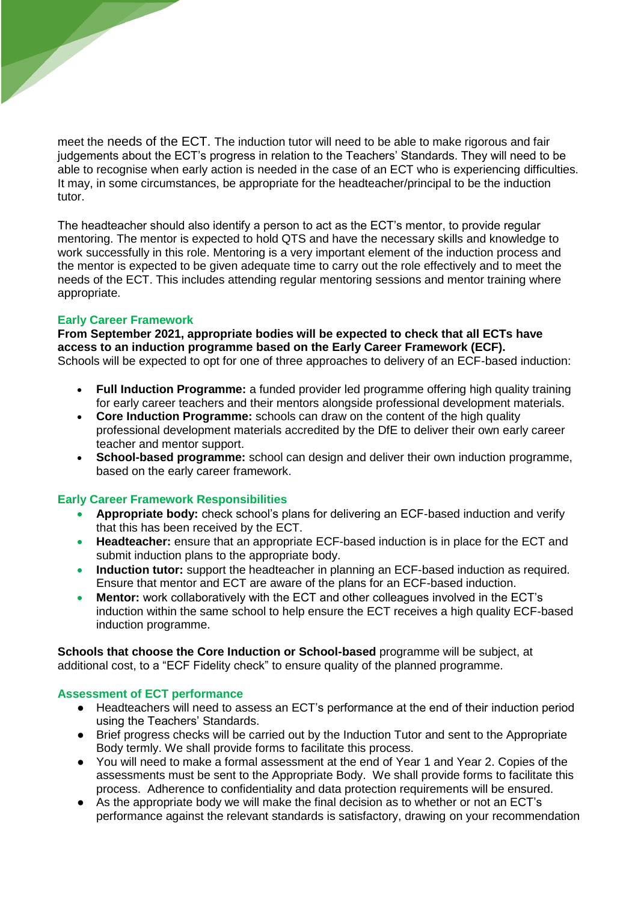meet the needs of the ECT. The induction tutor will need to be able to make rigorous and fair judgements about the ECT's progress in relation to the Teachers' Standards. They will need to be able to recognise when early action is needed in the case of an ECT who is experiencing difficulties. It may, in some circumstances, be appropriate for the headteacher/principal to be the induction tutor.

The headteacher should also identify a person to act as the ECT's mentor, to provide regular mentoring. The mentor is expected to hold QTS and have the necessary skills and knowledge to work successfully in this role. Mentoring is a very important element of the induction process and the mentor is expected to be given adequate time to carry out the role effectively and to meet the needs of the ECT. This includes attending regular mentoring sessions and mentor training where appropriate.

### Early Career Framework

**From September 2021, appropriate bodies will be expected to check that all ECTs have access to an induction programme based on the Early Career Framework (ECF).**
Schools will be expected to opt for one of three approaches to delivery of an ECF-based induction:

- **Full Induction Programme:** a funded provider led programme offering high quality training for early career teachers and their mentors alongside professional development materials.
- **Core Induction Programme:** schools can draw on the content of the high quality professional development materials accredited by the DfE to deliver their own early career teacher and mentor support.
- **School-based programme:** school can design and deliver their own induction programme, based on the early career framework.

### Early Career Framework Responsibilities

- **Appropriate body:** check school's plans for delivering an ECF-based induction and verify that this has been received by the ECT.
- **Headteacher:** ensure that an appropriate ECF-based induction is in place for the ECT and submit induction plans to the appropriate body.
- **Induction tutor:** support the headteacher in planning an ECF-based induction as required. Ensure that mentor and ECT are aware of the plans for an ECF-based induction.
- **Mentor:** work collaboratively with the ECT and other colleagues involved in the ECT's induction within the same school to help ensure the ECT receives a high quality ECF-based induction programme.

**Schools that choose the Core Induction or School-based** programme will be subject, at additional cost, to a "ECF Fidelity check" to ensure quality of the planned programme.

### Assessment of ECT performance

- Headteachers will need to assess an ECT's performance at the end of their induction period using the Teachers' Standards.
- Brief progress checks will be carried out by the Induction Tutor and sent to the Appropriate Body termly. We shall provide forms to facilitate this process.
- You will need to make a formal assessment at the end of Year 1 and Year 2. Copies of the assessments must be sent to the Appropriate Body. We shall provide forms to facilitate this process. Adherence to confidentiality and data protection requirements will be ensured.
- As the appropriate body we will make the final decision as to whether or not an ECT's performance against the relevant standards is satisfactory, drawing on your recommendation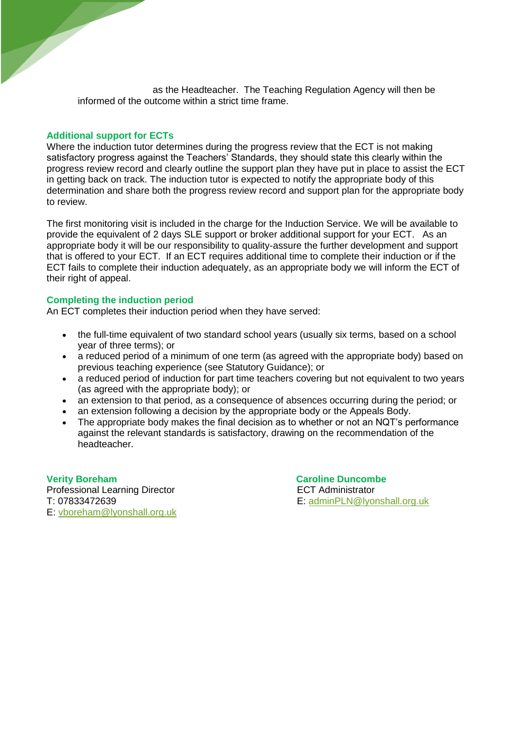as the Headteacher. The Teaching Regulation Agency will then be informed of the outcome within a strict time frame.

### Additional support for ECTs

Where the induction tutor determines during the progress review that the ECT is not making satisfactory progress against the Teachers' Standards, they should state this clearly within the progress review record and clearly outline the support plan they have put in place to assist the ECT in getting back on track. The induction tutor is expected to notify the appropriate body of this determination and share both the progress review record and support plan for the appropriate body to review.

The first monitoring visit is included in the charge for the Induction Service. We will be available to provide the equivalent of 2 days SLE support or broker additional support for your ECT. As an appropriate body it will be our responsibility to quality-assure the further development and support that is offered to your ECT. If an ECT requires additional time to complete their induction or if the ECT fails to complete their induction adequately, as an appropriate body we will inform the ECT of their right of appeal.

### Completing the induction period

An ECT completes their induction period when they have served:

- the full-time equivalent of two standard school years (usually six terms, based on a school year of three terms); or
- a reduced period of a minimum of one term (as agreed with the appropriate body) based on previous teaching experience (see Statutory Guidance); or
- a reduced period of induction for part time teachers covering but not equivalent to two years (as agreed with the appropriate body); or
- an extension to that period, as a consequence of absences occurring during the period; or
- an extension following a decision by the appropriate body or the Appeals Body.
- The appropriate body makes the final decision as to whether or not an NQT's performance against the relevant standards is satisfactory, drawing on the recommendation of the headteacher.

**Verity Boreham**
Professional Learning Director
T: 07833472639
E: vboreham@lyonshall.org.uk

**Caroline Duncombe**
ECT Administrator
E: adminPLN@lyonshall.org.uk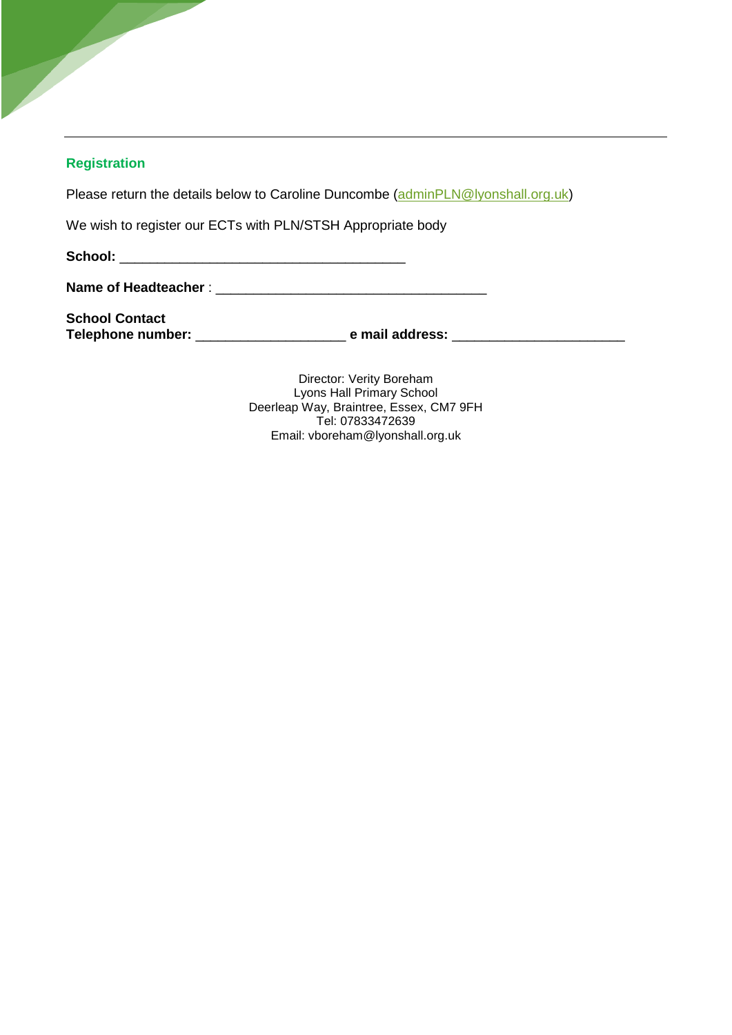## Registration

Please return the details below to Caroline Duncombe (adminPLN@lyonshall.org.uk)

We wish to register our ECTs with PLN/STSH Appropriate body

**School:** ______________________________________

**Name of Headteacher** : ____________________________________

**School Contact**
**Telephone number:** ____________________ **e mail address:** _______________________

Director: Verity Boreham
Lyons Hall Primary School
Deerleap Way, Braintree, Essex, CM7 9FH
Tel: 07833472639
Email: vboreham@lyonshall.org.uk